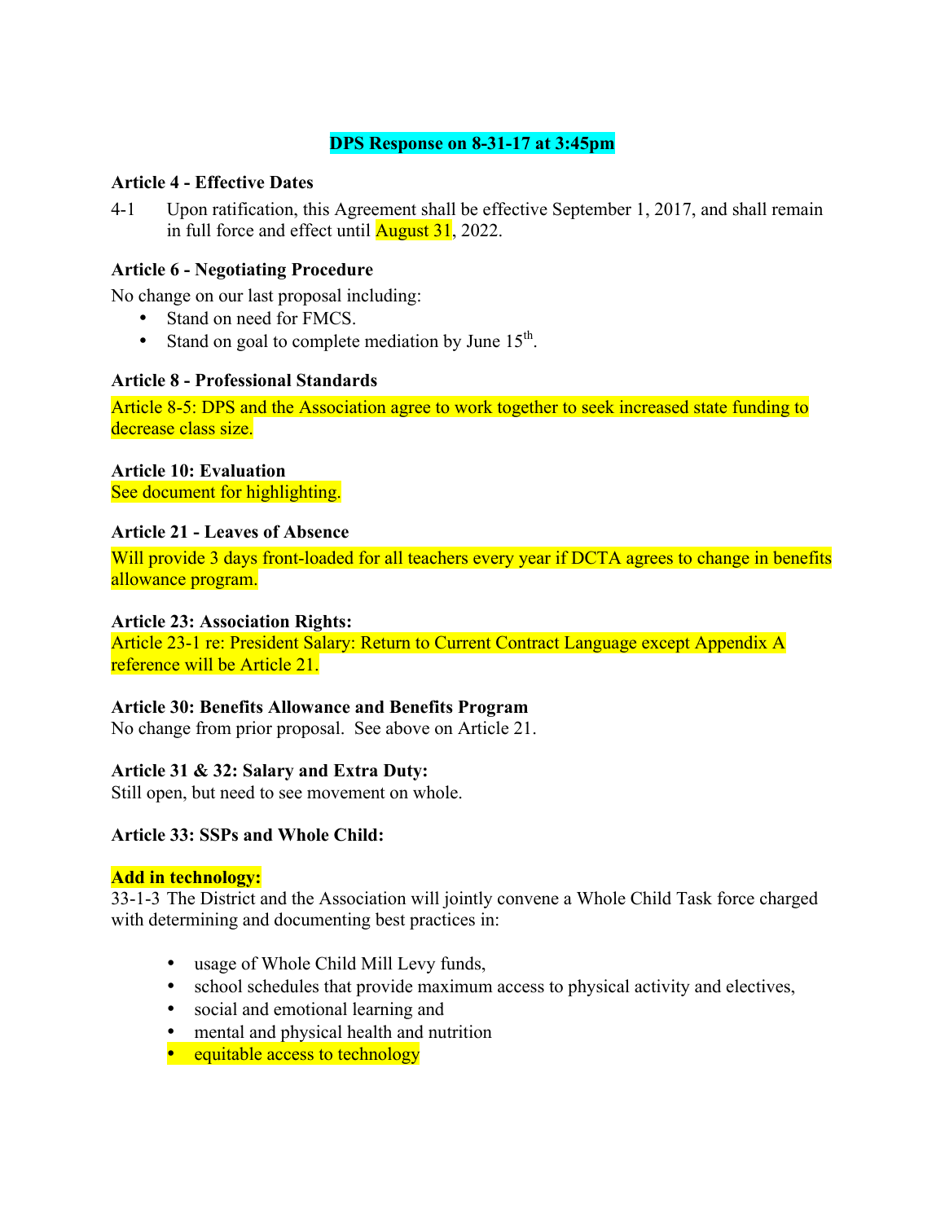**DPS Response on 8-31-17 at 3:45pm**

**Article 4 - Effective Dates**

4-1 Upon ratification, this Agreement shall be effective September 1, 2017, and shall remain in full force and effect until August 31, 2022.

**Article 6 - Negotiating Procedure**

No change on our last proposal including:

- Stand on need for FMCS.
- Stand on goal to complete mediation by June 15th.

**Article 8 - Professional Standards**

Article 8-5: DPS and the Association agree to work together to seek increased state funding to decrease class size.

**Article 10: Evaluation**

See document for highlighting.

**Article 21 - Leaves of Absence**

Will provide 3 days front-loaded for all teachers every year if DCTA agrees to change in benefits allowance program.

**Article 23: Association Rights:**

Article 23-1 re: President Salary: Return to Current Contract Language except Appendix A reference will be Article 21.

**Article 30: Benefits Allowance and Benefits Program**

No change from prior proposal. See above on Article 21.

**Article 31 & 32: Salary and Extra Duty:**

Still open, but need to see movement on whole.

**Article 33: SSPs and Whole Child:**

**Add in technology:**

33-1-3 The District and the Association will jointly convene a Whole Child Task force charged with determining and documenting best practices in:

- usage of Whole Child Mill Levy funds,
- school schedules that provide maximum access to physical activity and electives,
- social and emotional learning and
- mental and physical health and nutrition
- equitable access to technology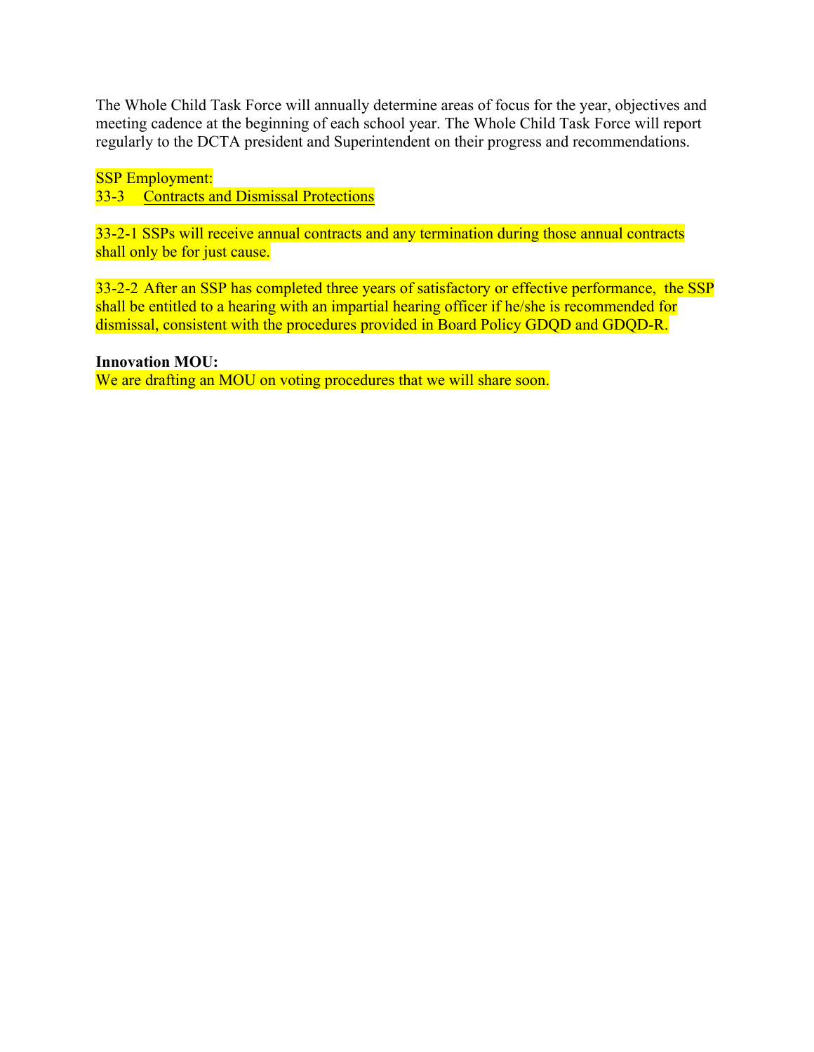The Whole Child Task Force will annually determine areas of focus for the year, objectives and meeting cadence at the beginning of each school year. The Whole Child Task Force will report regularly to the DCTA president and Superintendent on their progress and recommendations.

SSP Employment:
33-3 Contracts and Dismissal Protections

33-2-1 SSPs will receive annual contracts and any termination during those annual contracts shall only be for just cause.

33-2-2 After an SSP has completed three years of satisfactory or effective performance, the SSP shall be entitled to a hearing with an impartial hearing officer if he/she is recommended for dismissal, consistent with the procedures provided in Board Policy GDQD and GDQD-R.

**Innovation MOU:**
We are drafting an MOU on voting procedures that we will share soon.